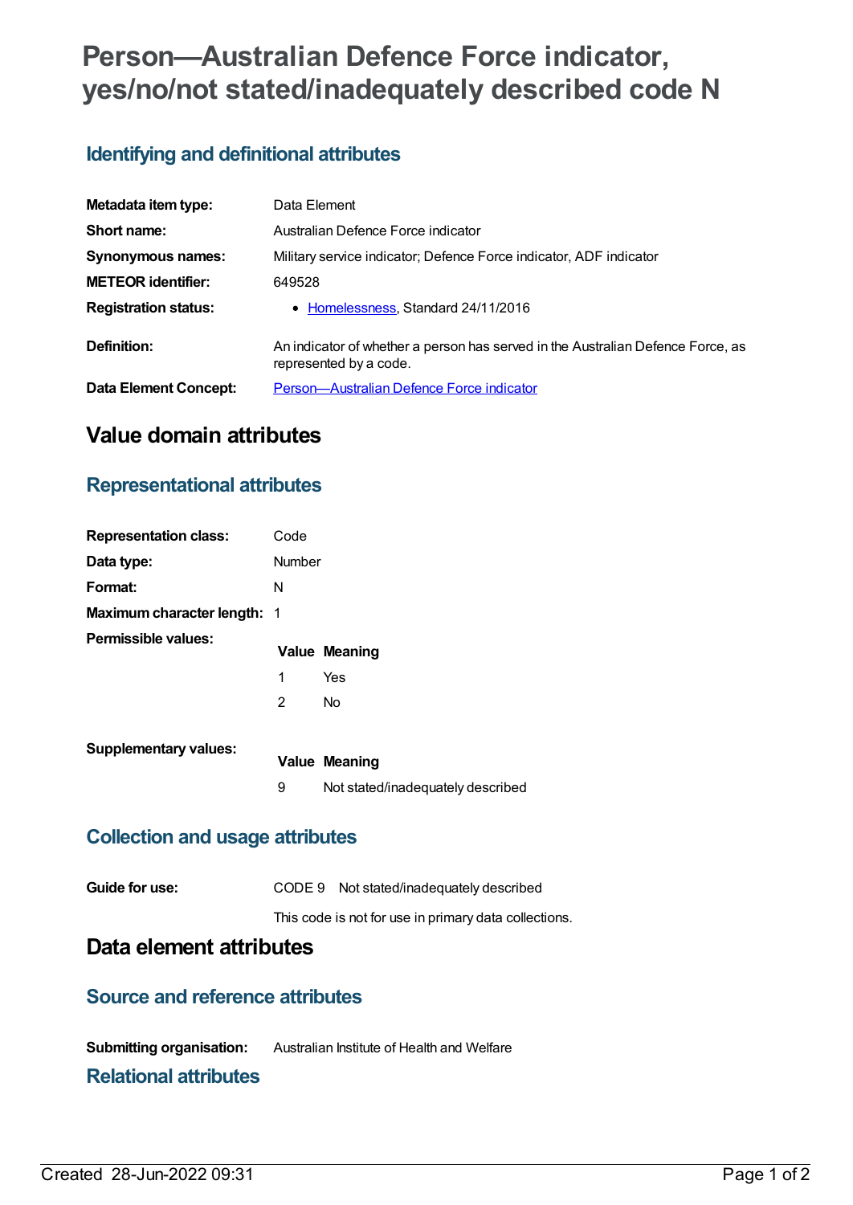# Person—Australian Defence Force indicator, yes/no/not stated/inadequately described code N

## Identifying and definitional attributes

| | |
|---|---|
| **Metadata item type:** | Data Element |
| **Short name:** | Australian Defence Force indicator |
| **Synonymous names:** | Military service indicator; Defence Force indicator, ADF indicator |
| **METEOR identifier:** | 649528 |
| **Registration status:** | • Homelessness, Standard 24/11/2016 |
| **Definition:** | An indicator of whether a person has served in the Australian Defence Force, as represented by a code. |
| **Data Element Concept:** | Person—Australian Defence Force indicator |

# Value domain attributes

## Representational attributes

| | |
|---|---|
| **Representation class:** | Code |
| **Data type:** | Number |
| **Format:** | N |
| **Maximum character length:** | 1 |

**Permissible values:**

| Value | Meaning |
|---|---|
| 1 | Yes |
| 2 | No |

**Supplementary values:**

| Value | Meaning |
|---|---|
| 9 | Not stated/inadequately described |

## Collection and usage attributes

**Guide for use:** CODE 9 Not stated/inadequately described

This code is not for use in primary data collections.

# Data element attributes

## Source and reference attributes

**Submitting organisation:** Australian Institute of Health and Welfare

## Relational attributes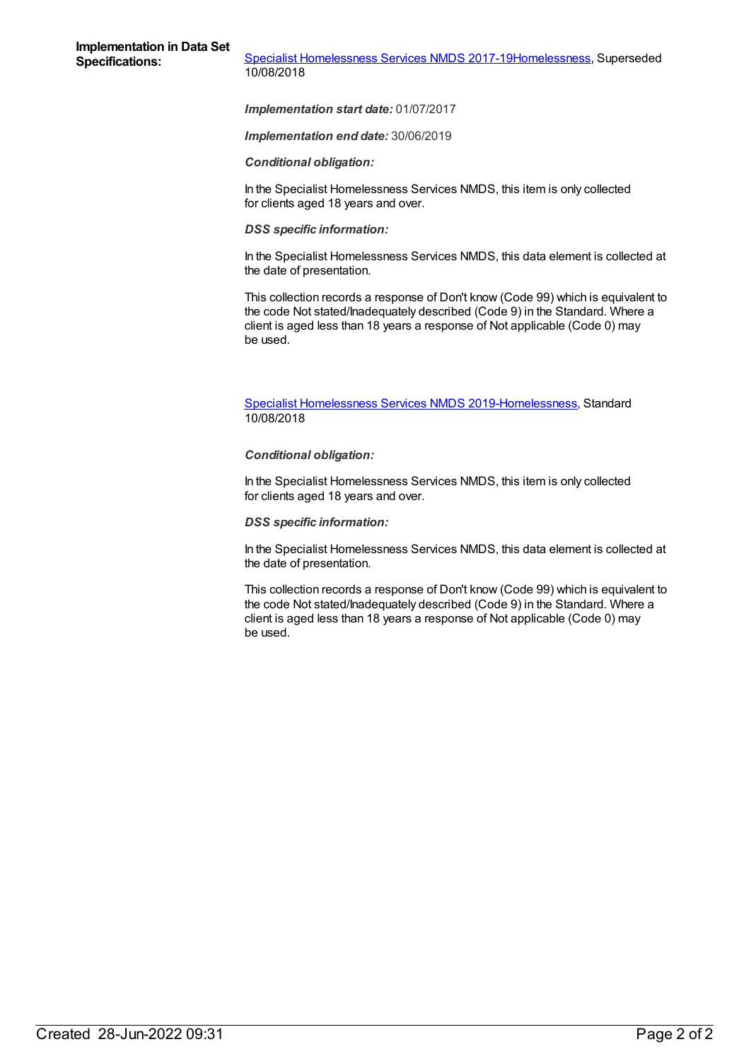**Implementation in Data Set Specifications:**

Specialist Homelessness Services NMDS 2017-19Homelessness, Superseded 10/08/2018

***Implementation start date:*** 01/07/2017

***Implementation end date:*** 30/06/2019

***Conditional obligation:***

In the Specialist Homelessness Services NMDS, this item is only collected for clients aged 18 years and over.

***DSS specific information:***

In the Specialist Homelessness Services NMDS, this data element is collected at the date of presentation.

This collection records a response of Don't know (Code 99) which is equivalent to the code Not stated/Inadequately described (Code 9) in the Standard. Where a client is aged less than 18 years a response of Not applicable (Code 0) may be used.

Specialist Homelessness Services NMDS 2019-Homelessness, Standard 10/08/2018

***Conditional obligation:***

In the Specialist Homelessness Services NMDS, this item is only collected for clients aged 18 years and over.

***DSS specific information:***

In the Specialist Homelessness Services NMDS, this data element is collected at the date of presentation.

This collection records a response of Don't know (Code 99) which is equivalent to the code Not stated/Inadequately described (Code 9) in the Standard. Where a client is aged less than 18 years a response of Not applicable (Code 0) may be used.